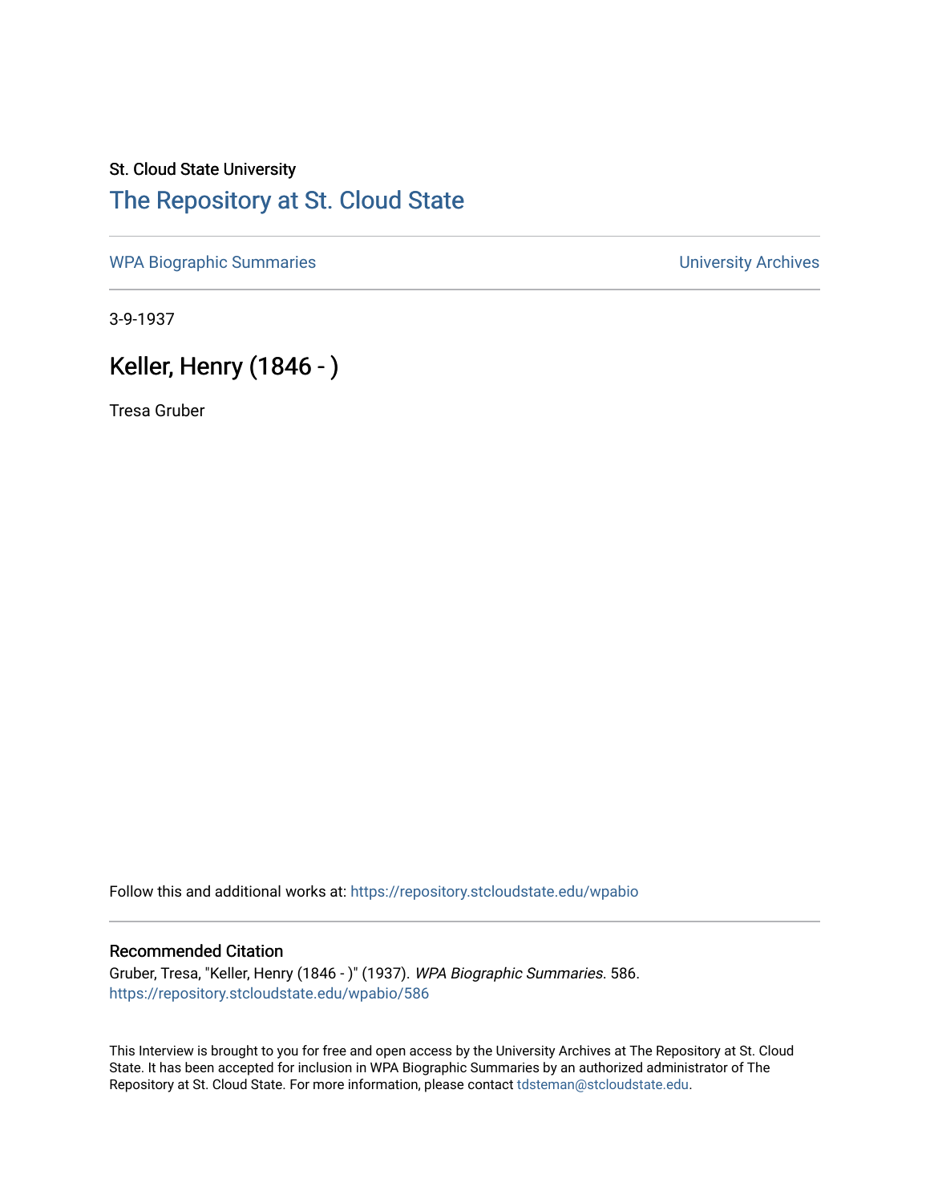St. Cloud State University

# The Repository at St. Cloud State

WPA Biographic Summaries

University Archives

3-9-1937

## Keller, Henry (1846 - )

Tresa Gruber

Follow this and additional works at: https://repository.stcloudstate.edu/wpabio

### Recommended Citation

Gruber, Tresa, "Keller, Henry (1846 - )" (1937). *WPA Biographic Summaries*. 586.
https://repository.stcloudstate.edu/wpabio/586

This Interview is brought to you for free and open access by the University Archives at The Repository at St. Cloud State. It has been accepted for inclusion in WPA Biographic Summaries by an authorized administrator of The Repository at St. Cloud State. For more information, please contact tdsteman@stcloudstate.edu.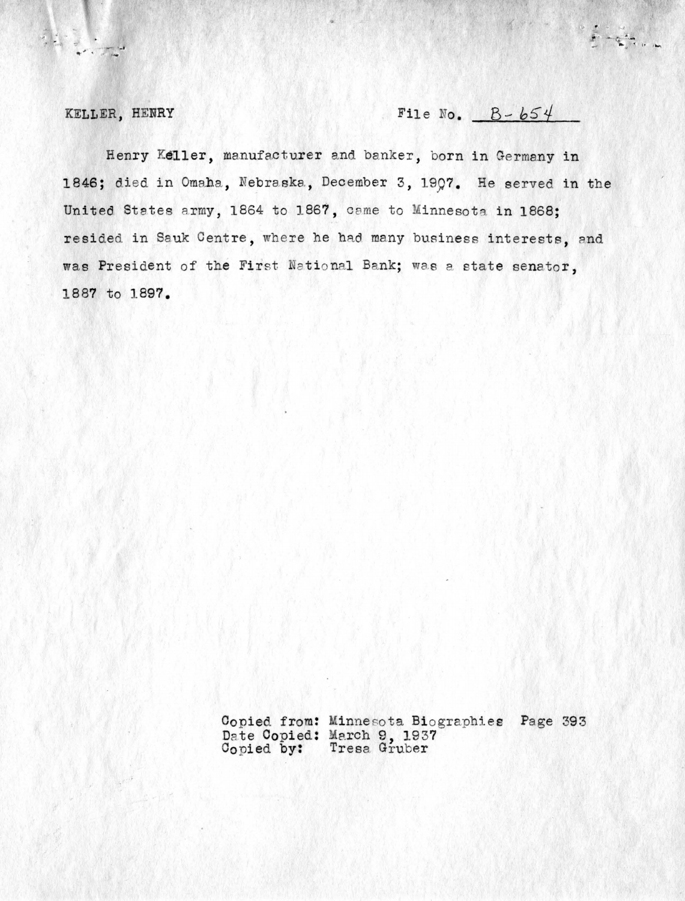KELLER, HENRY

File No. B-654

Henry Keller, manufacturer and banker, born in Germany in 1846; died in Omaha, Nebraska, December 3, 1907. He served in the United States army, 1864 to 1867, came to Minnesota in 1868; resided in Sauk Centre, where he had many business interests, and was President of the First National Bank; was a state senator, 1887 to 1897.

Copied from: Minnesota Biographies Page 393
Date Copied: March 9, 1937
Copied by: Tresa Gruber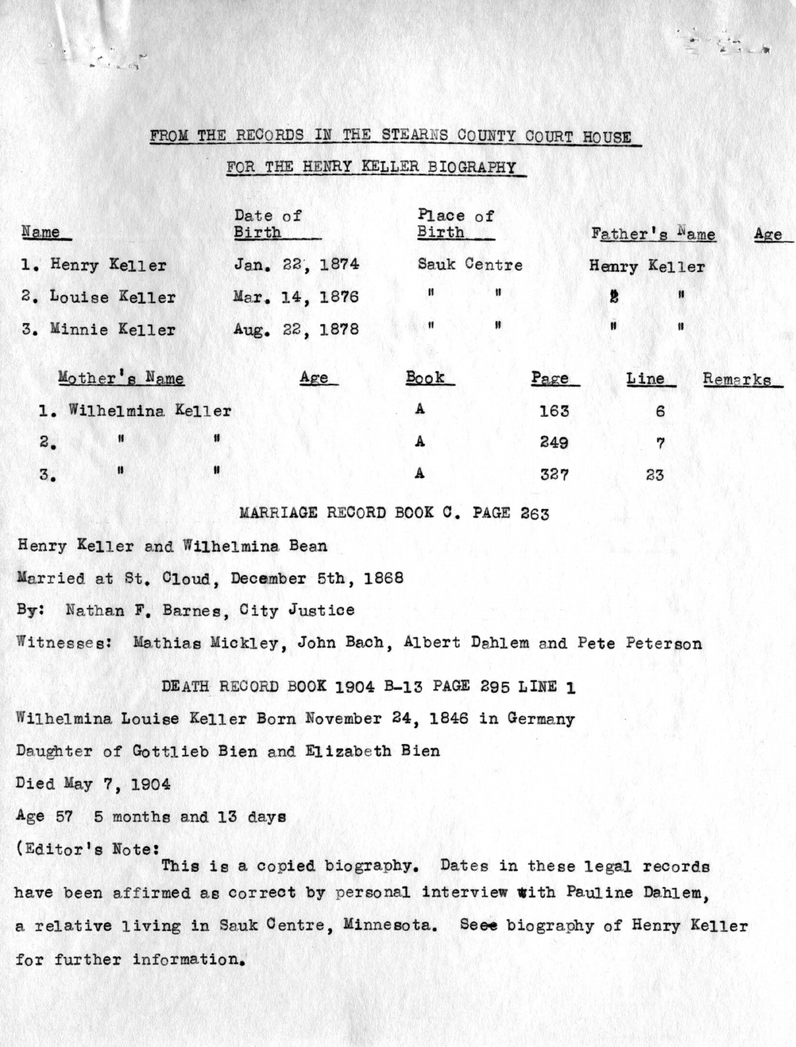FROM THE RECORDS IN THE STEARNS COUNTY COURT HOUSE

FOR THE HENRY KELLER BIOGRAPHY

| Name | Date of Birth | Place of Birth | Father's Name | Age |
|---|---|---|---|---|
| 1. Henry Keller | Jan. 22, 1874 | Sauk Centre | Henry Keller | |
| 2. Louise Keller | Mar. 14, 1876 | " " | " " | |
| 3. Minnie Keller | Aug. 22, 1878 | " " | " " | |

| Mother's Name | Age | Book | Page | Line | Remarks |
|---|---|---|---|---|---|
| 1. Wilhelmina Keller | | A | 163 | 6 | |
| 2. " " | | A | 249 | 7 | |
| 3. " " | | A | 327 | 23 | |

MARRIAGE RECORD BOOK C. PAGE 263

Henry Keller and Wilhelmina Bean

Married at St. Cloud, December 5th, 1868

By: Nathan F. Barnes, City Justice

Witnesses: Mathias Mickley, John Bach, Albert Dahlem and Pete Peterson

DEATH RECORD BOOK 1904 B-13 PAGE 295 LINE 1

Wilhelmina Louise Keller Born November 24, 1846 in Germany

Daughter of Gottlieb Bien and Elizabeth Bien

Died May 7, 1904

Age 57 5 months and 13 days

(Editor's Note:

This is a copied biography. Dates in these legal records have been affirmed as correct by personal interview with Pauline Dahlem, a relative living in Sauk Centre, Minnesota. See biography of Henry Keller for further information.